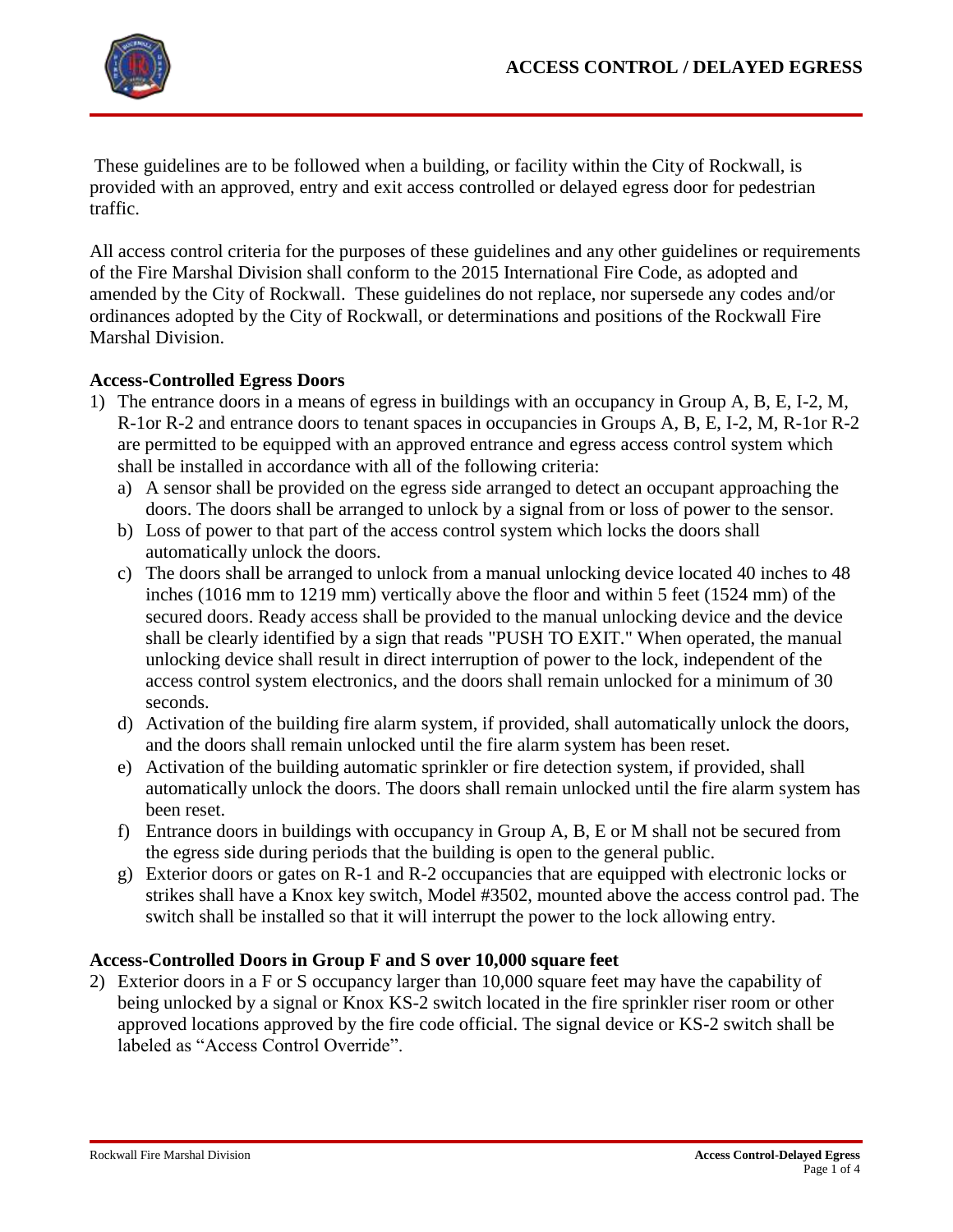# ACCESS CONTROL / DELAYED EGRESS

These guidelines are to be followed when a building, or facility within the City of Rockwall, is provided with an approved, entry and exit access controlled or delayed egress door for pedestrian traffic.

All access control criteria for the purposes of these guidelines and any other guidelines or requirements of the Fire Marshal Division shall conform to the 2015 International Fire Code, as adopted and amended by the City of Rockwall. These guidelines do not replace, nor supersede any codes and/or ordinances adopted by the City of Rockwall, or determinations and positions of the Rockwall Fire Marshal Division.

**Access-Controlled Egress Doors**

1) The entrance doors in a means of egress in buildings with an occupancy in Group A, B, E, I-2, M, R-1or R-2 and entrance doors to tenant spaces in occupancies in Groups A, B, E, I-2, M, R-1or R-2 are permitted to be equipped with an approved entrance and egress access control system which shall be installed in accordance with all of the following criteria:
   a) A sensor shall be provided on the egress side arranged to detect an occupant approaching the doors. The doors shall be arranged to unlock by a signal from or loss of power to the sensor.
   b) Loss of power to that part of the access control system which locks the doors shall automatically unlock the doors.
   c) The doors shall be arranged to unlock from a manual unlocking device located 40 inches to 48 inches (1016 mm to 1219 mm) vertically above the floor and within 5 feet (1524 mm) of the secured doors. Ready access shall be provided to the manual unlocking device and the device shall be clearly identified by a sign that reads "PUSH TO EXIT." When operated, the manual unlocking device shall result in direct interruption of power to the lock, independent of the access control system electronics, and the doors shall remain unlocked for a minimum of 30 seconds.
   d) Activation of the building fire alarm system, if provided, shall automatically unlock the doors, and the doors shall remain unlocked until the fire alarm system has been reset.
   e) Activation of the building automatic sprinkler or fire detection system, if provided, shall automatically unlock the doors. The doors shall remain unlocked until the fire alarm system has been reset.
   f) Entrance doors in buildings with occupancy in Group A, B, E or M shall not be secured from the egress side during periods that the building is open to the general public.
   g) Exterior doors or gates on R-1 and R-2 occupancies that are equipped with electronic locks or strikes shall have a Knox key switch, Model #3502, mounted above the access control pad. The switch shall be installed so that it will interrupt the power to the lock allowing entry.

**Access-Controlled Doors in Group F and S over 10,000 square feet**

2) Exterior doors in a F or S occupancy larger than 10,000 square feet may have the capability of being unlocked by a signal or Knox KS-2 switch located in the fire sprinkler riser room or other approved locations approved by the fire code official. The signal device or KS-2 switch shall be labeled as “Access Control Override”.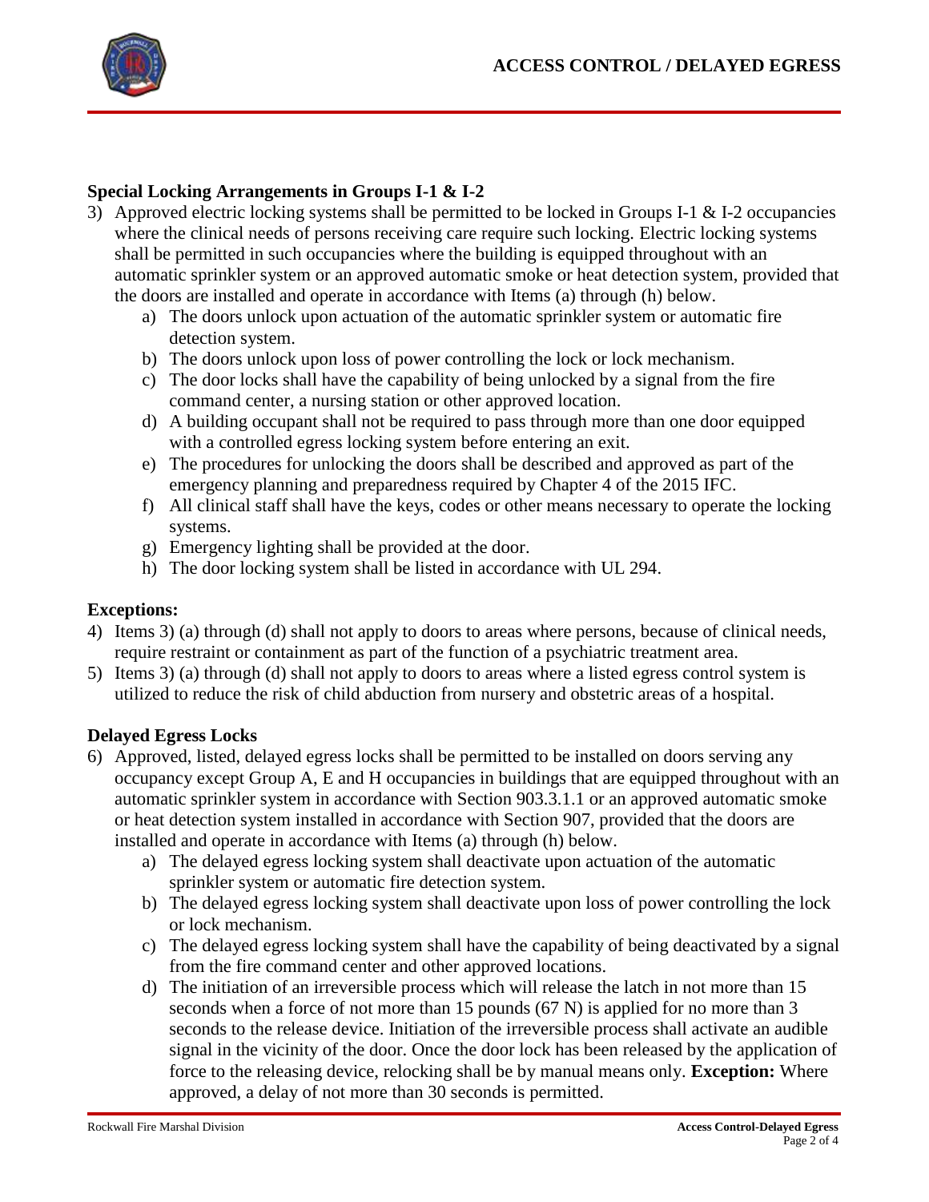### Special Locking Arrangements in Groups I-1 & I-2

3) Approved electric locking systems shall be permitted to be locked in Groups I-1 & I-2 occupancies where the clinical needs of persons receiving care require such locking. Electric locking systems shall be permitted in such occupancies where the building is equipped throughout with an automatic sprinkler system or an approved automatic smoke or heat detection system, provided that the doors are installed and operate in accordance with Items (a) through (h) below.
   a) The doors unlock upon actuation of the automatic sprinkler system or automatic fire detection system.
   b) The doors unlock upon loss of power controlling the lock or lock mechanism.
   c) The door locks shall have the capability of being unlocked by a signal from the fire command center, a nursing station or other approved location.
   d) A building occupant shall not be required to pass through more than one door equipped with a controlled egress locking system before entering an exit.
   e) The procedures for unlocking the doors shall be described and approved as part of the emergency planning and preparedness required by Chapter 4 of the 2015 IFC.
   f) All clinical staff shall have the keys, codes or other means necessary to operate the locking systems.
   g) Emergency lighting shall be provided at the door.
   h) The door locking system shall be listed in accordance with UL 294.

### Exceptions:

4) Items 3) (a) through (d) shall not apply to doors to areas where persons, because of clinical needs, require restraint or containment as part of the function of a psychiatric treatment area.
5) Items 3) (a) through (d) shall not apply to doors to areas where a listed egress control system is utilized to reduce the risk of child abduction from nursery and obstetric areas of a hospital.

### Delayed Egress Locks

6) Approved, listed, delayed egress locks shall be permitted to be installed on doors serving any occupancy except Group A, E and H occupancies in buildings that are equipped throughout with an automatic sprinkler system in accordance with Section 903.3.1.1 or an approved automatic smoke or heat detection system installed in accordance with Section 907, provided that the doors are installed and operate in accordance with Items (a) through (h) below.
   a) The delayed egress locking system shall deactivate upon actuation of the automatic sprinkler system or automatic fire detection system.
   b) The delayed egress locking system shall deactivate upon loss of power controlling the lock or lock mechanism.
   c) The delayed egress locking system shall have the capability of being deactivated by a signal from the fire command center and other approved locations.
   d) The initiation of an irreversible process which will release the latch in not more than 15 seconds when a force of not more than 15 pounds (67 N) is applied for no more than 3 seconds to the release device. Initiation of the irreversible process shall activate an audible signal in the vicinity of the door. Once the door lock has been released by the application of force to the releasing device, relocking shall be by manual means only. **Exception:** Where approved, a delay of not more than 30 seconds is permitted.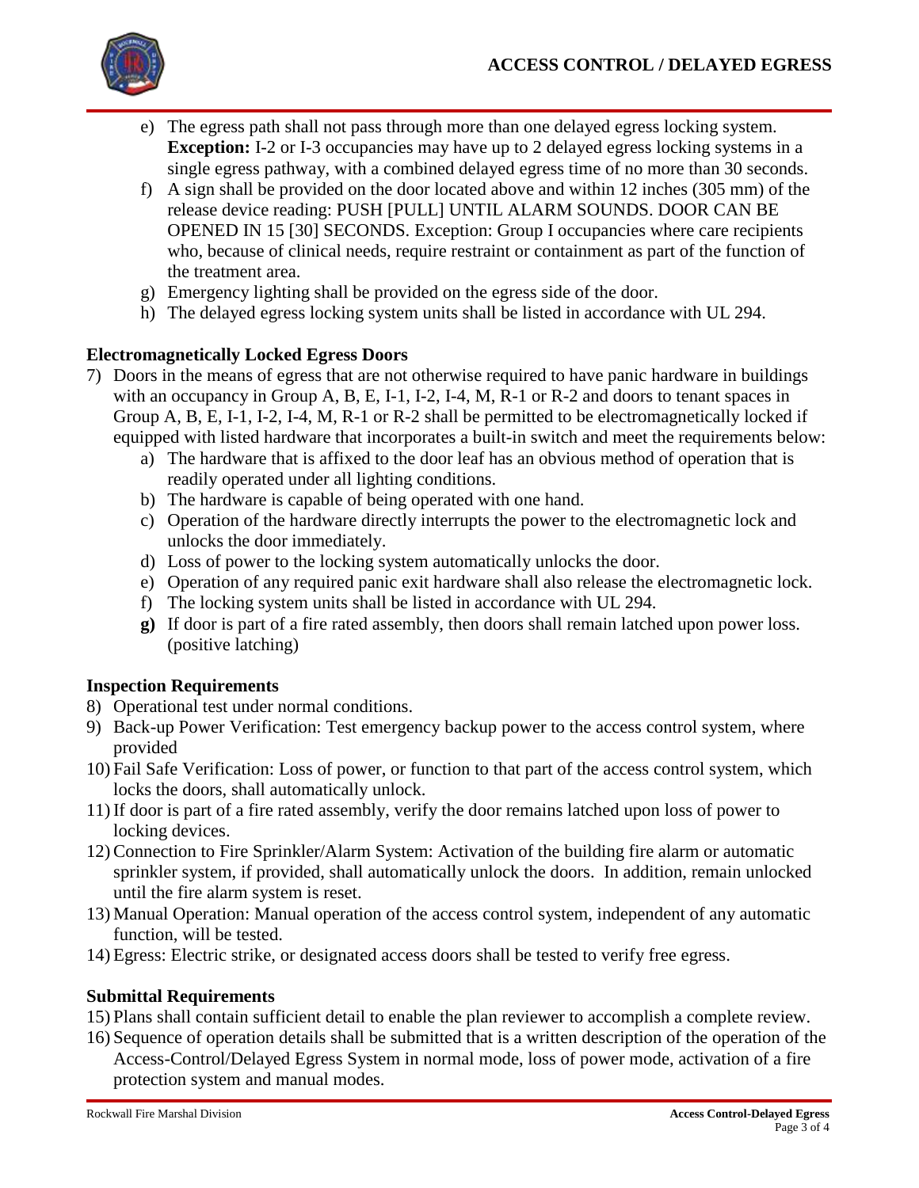e) The egress path shall not pass through more than one delayed egress locking system. **Exception:** I-2 or I-3 occupancies may have up to 2 delayed egress locking systems in a single egress pathway, with a combined delayed egress time of no more than 30 seconds.

f) A sign shall be provided on the door located above and within 12 inches (305 mm) of the release device reading: PUSH [PULL] UNTIL ALARM SOUNDS. DOOR CAN BE OPENED IN 15 [30] SECONDS. Exception: Group I occupancies where care recipients who, because of clinical needs, require restraint or containment as part of the function of the treatment area.

g) Emergency lighting shall be provided on the egress side of the door.

h) The delayed egress locking system units shall be listed in accordance with UL 294.

### Electromagnetically Locked Egress Doors

7) Doors in the means of egress that are not otherwise required to have panic hardware in buildings with an occupancy in Group A, B, E, I-1, I-2, I-4, M, R-1 or R-2 and doors to tenant spaces in Group A, B, E, I-1, I-2, I-4, M, R-1 or R-2 shall be permitted to be electromagnetically locked if equipped with listed hardware that incorporates a built-in switch and meet the requirements below:
   a) The hardware that is affixed to the door leaf has an obvious method of operation that is readily operated under all lighting conditions.
   b) The hardware is capable of being operated with one hand.
   c) Operation of the hardware directly interrupts the power to the electromagnetic lock and unlocks the door immediately.
   d) Loss of power to the locking system automatically unlocks the door.
   e) Operation of any required panic exit hardware shall also release the electromagnetic lock.
   f) The locking system units shall be listed in accordance with UL 294.
   **g)** If door is part of a fire rated assembly, then doors shall remain latched upon power loss. (positive latching)

### Inspection Requirements

8) Operational test under normal conditions.
9) Back-up Power Verification: Test emergency backup power to the access control system, where provided
10) Fail Safe Verification: Loss of power, or function to that part of the access control system, which locks the doors, shall automatically unlock.
11) If door is part of a fire rated assembly, verify the door remains latched upon loss of power to locking devices.
12) Connection to Fire Sprinkler/Alarm System: Activation of the building fire alarm or automatic sprinkler system, if provided, shall automatically unlock the doors. In addition, remain unlocked until the fire alarm system is reset.
13) Manual Operation: Manual operation of the access control system, independent of any automatic function, will be tested.
14) Egress: Electric strike, or designated access doors shall be tested to verify free egress.

### Submittal Requirements

15) Plans shall contain sufficient detail to enable the plan reviewer to accomplish a complete review.
16) Sequence of operation details shall be submitted that is a written description of the operation of the Access-Control/Delayed Egress System in normal mode, loss of power mode, activation of a fire protection system and manual modes.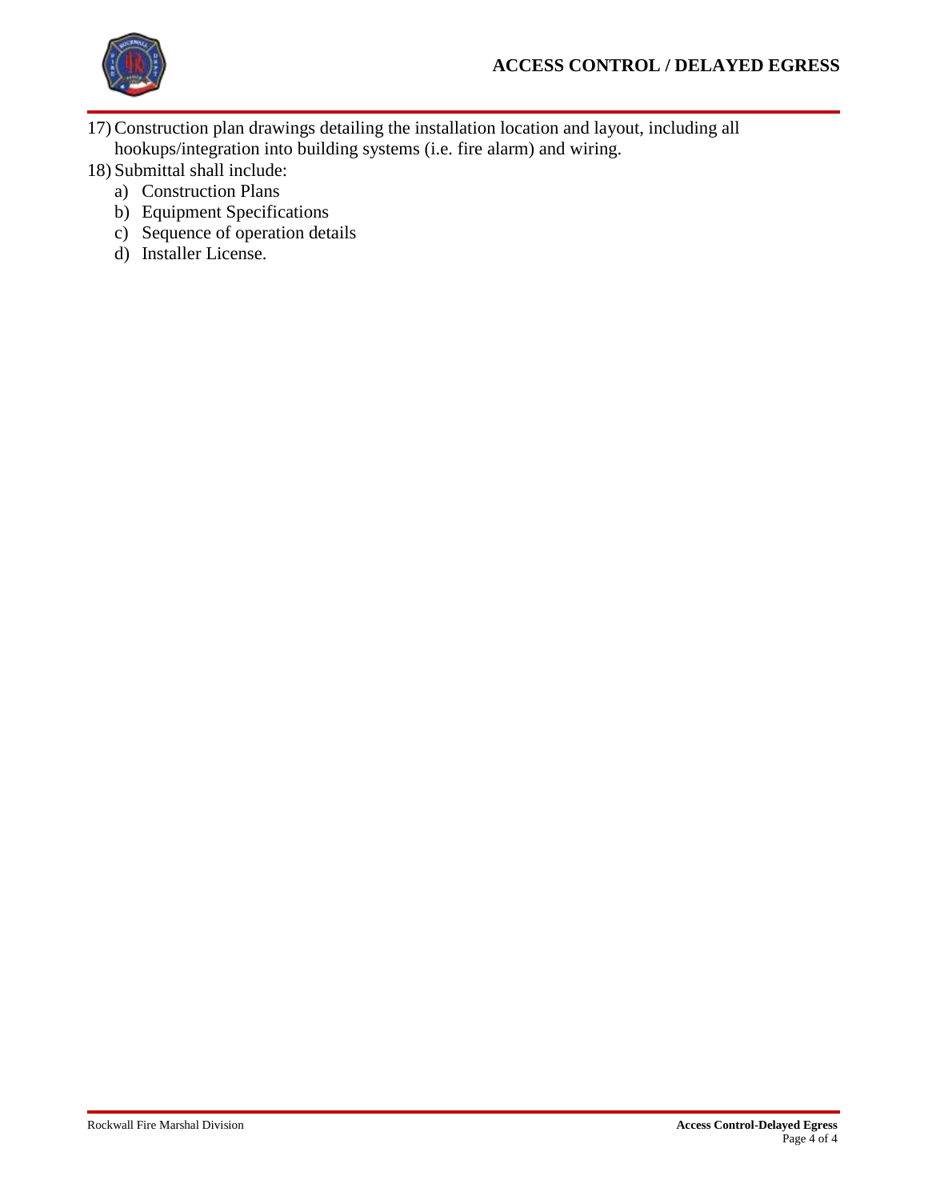17) Construction plan drawings detailing the installation location and layout, including all hookups/integration into building systems (i.e. fire alarm) and wiring.
18) Submittal shall include:
    a) Construction Plans
    b) Equipment Specifications
    c) Sequence of operation details
    d) Installer License.